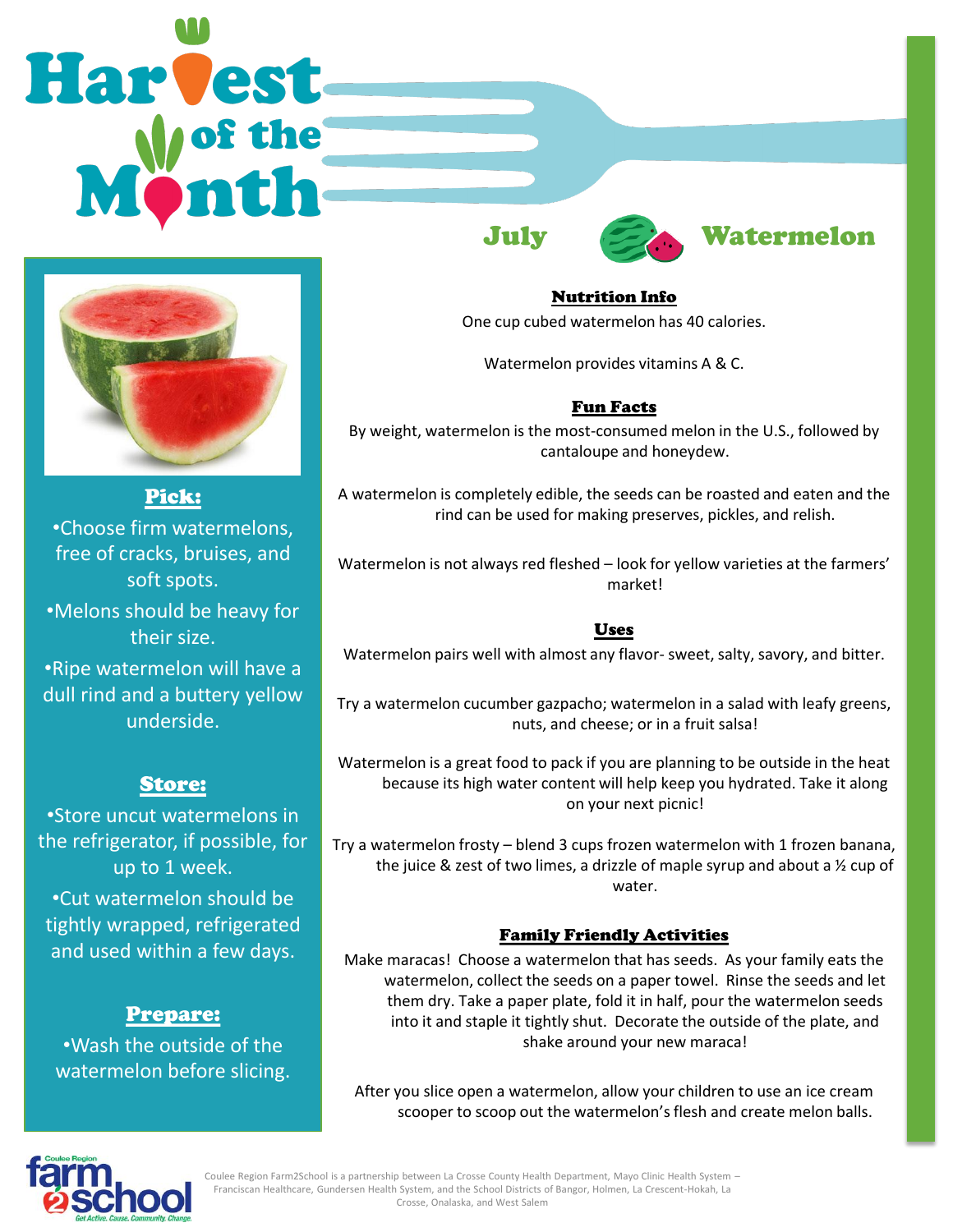# Harvest of the Month

## July — Watermelon

### Pick:

- Choose firm watermelons, free of cracks, bruises, and soft spots.
- Melons should be heavy for their size.
- Ripe watermelon will have a dull rind and a buttery yellow underside.

### Store:

- Store uncut watermelons in the refrigerator, if possible, for up to 1 week.
- Cut watermelon should be tightly wrapped, refrigerated and used within a few days.

### Prepare:

- Wash the outside of the watermelon before slicing.

### Nutrition Info

One cup cubed watermelon has 40 calories.

Watermelon provides vitamins A & C.

### Fun Facts

By weight, watermelon is the most-consumed melon in the U.S., followed by cantaloupe and honeydew.

A watermelon is completely edible, the seeds can be roasted and eaten and the rind can be used for making preserves, pickles, and relish.

Watermelon is not always red fleshed – look for yellow varieties at the farmers' market!

### Uses

Watermelon pairs well with almost any flavor- sweet, salty, savory, and bitter.

Try a watermelon cucumber gazpacho; watermelon in a salad with leafy greens, nuts, and cheese; or in a fruit salsa!

Watermelon is a great food to pack if you are planning to be outside in the heat because its high water content will help keep you hydrated. Take it along on your next picnic!

Try a watermelon frosty – blend 3 cups frozen watermelon with 1 frozen banana, the juice & zest of two limes, a drizzle of maple syrup and about a ½ cup of water.

### Family Friendly Activities

Make maracas! Choose a watermelon that has seeds. As your family eats the watermelon, collect the seeds on a paper towel. Rinse the seeds and let them dry. Take a paper plate, fold it in half, pour the watermelon seeds into it and staple it tightly shut. Decorate the outside of the plate, and shake around your new maraca!

After you slice open a watermelon, allow your children to use an ice cream scooper to scoop out the watermelon's flesh and create melon balls.

Coulee Region Farm2School is a partnership between La Crosse County Health Department, Mayo Clinic Health System – Franciscan Healthcare, Gundersen Health System, and the School Districts of Bangor, Holmen, La Crescent-Hokah, La Crosse, Onalaska, and West Salem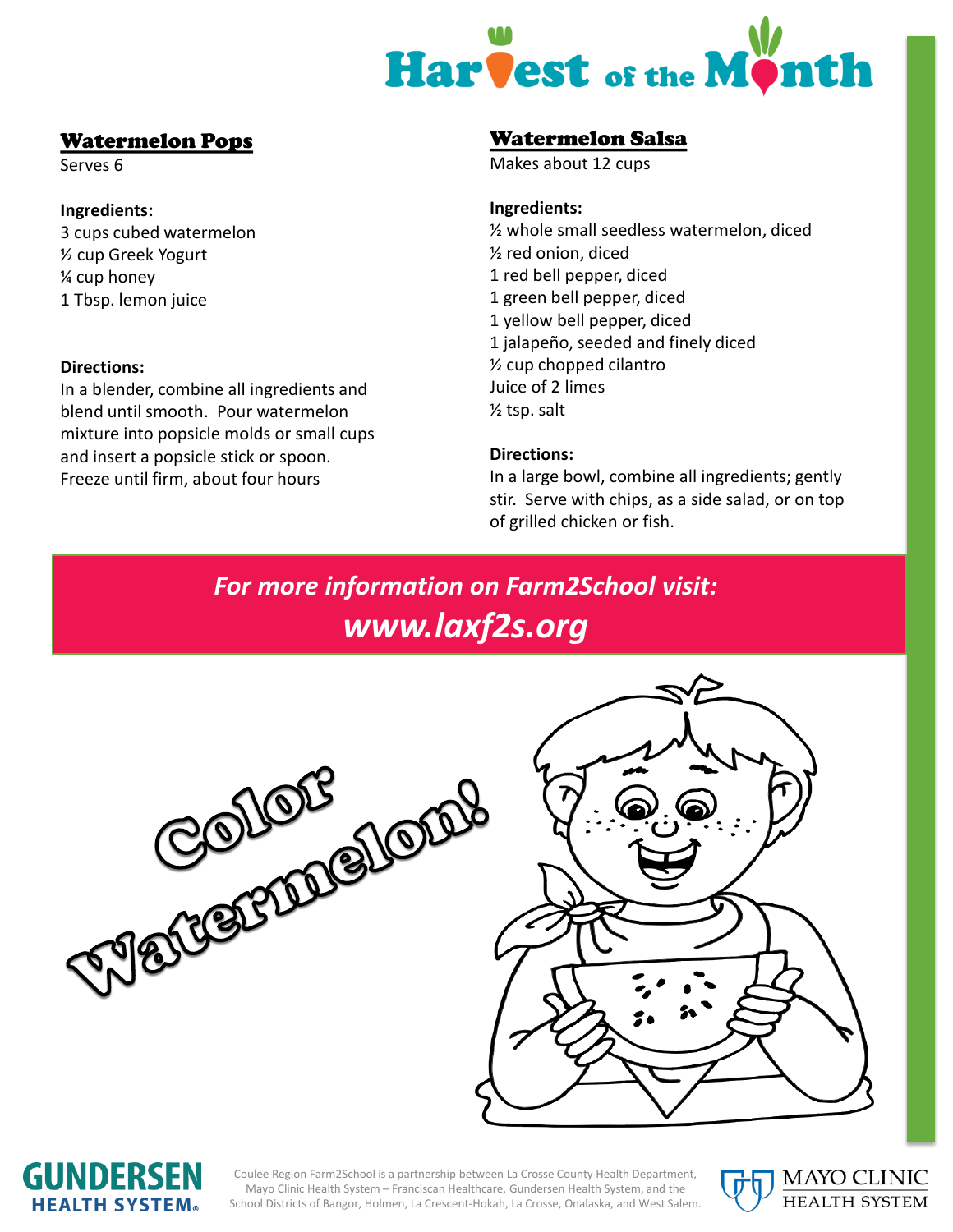# Harvest of the Month

## Watermelon Pops

Serves 6

**Ingredients:**

3 cups cubed watermelon
½ cup Greek Yogurt
¼ cup honey
1 Tbsp. lemon juice

**Directions:**

In a blender, combine all ingredients and blend until smooth. Pour watermelon mixture into popsicle molds or small cups and insert a popsicle stick or spoon. Freeze until firm, about four hours

## Watermelon Salsa

Makes about 12 cups

**Ingredients:**

½ whole small seedless watermelon, diced
½ red onion, diced
1 red bell pepper, diced
1 green bell pepper, diced
1 yellow bell pepper, diced
1 jalapeño, seeded and finely diced
½ cup chopped cilantro
Juice of 2 limes
½ tsp. salt

**Directions:**

In a large bowl, combine all ingredients; gently stir. Serve with chips, as a side salad, or on top of grilled chicken or fish.

***For more information on Farm2School visit:***
***www.laxf2s.org***

Color Watermelon!

GUNDERSEN HEALTH SYSTEM

Coulee Region Farm2School is a partnership between La Crosse County Health Department, Mayo Clinic Health System – Franciscan Healthcare, Gundersen Health System, and the School Districts of Bangor, Holmen, La Crescent-Hokah, La Crosse, Onalaska, and West Salem.

MAYO CLINIC HEALTH SYSTEM